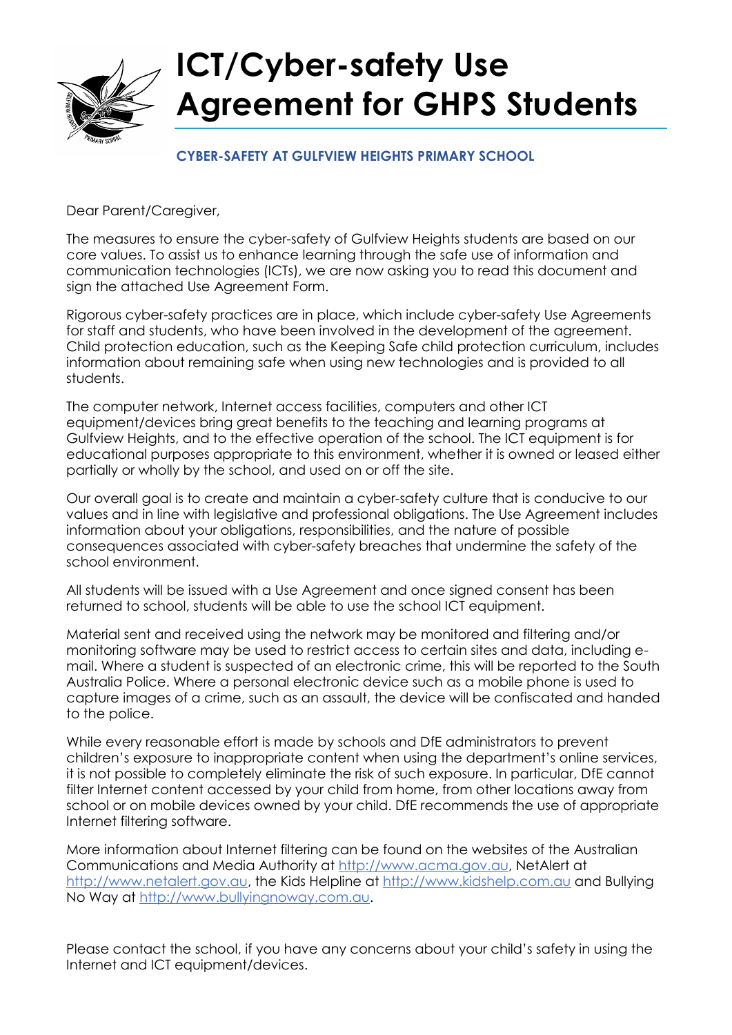# ICT/Cyber-safety Use Agreement for GHPS Students

## CYBER-SAFETY AT GULFVIEW HEIGHTS PRIMARY SCHOOL

Dear Parent/Caregiver,

The measures to ensure the cyber-safety of Gulfview Heights students are based on our core values. To assist us to enhance learning through the safe use of information and communication technologies (ICTs), we are now asking you to read this document and sign the attached Use Agreement Form.

Rigorous cyber-safety practices are in place, which include cyber-safety Use Agreements for staff and students, who have been involved in the development of the agreement. Child protection education, such as the Keeping Safe child protection curriculum, includes information about remaining safe when using new technologies and is provided to all students.

The computer network, Internet access facilities, computers and other ICT equipment/devices bring great benefits to the teaching and learning programs at Gulfview Heights, and to the effective operation of the school. The ICT equipment is for educational purposes appropriate to this environment, whether it is owned or leased either partially or wholly by the school, and used on or off the site.

Our overall goal is to create and maintain a cyber-safety culture that is conducive to our values and in line with legislative and professional obligations. The Use Agreement includes information about your obligations, responsibilities, and the nature of possible consequences associated with cyber-safety breaches that undermine the safety of the school environment.

All students will be issued with a Use Agreement and once signed consent has been returned to school, students will be able to use the school ICT equipment.

Material sent and received using the network may be monitored and filtering and/or monitoring software may be used to restrict access to certain sites and data, including e-mail. Where a student is suspected of an electronic crime, this will be reported to the South Australia Police. Where a personal electronic device such as a mobile phone is used to capture images of a crime, such as an assault, the device will be confiscated and handed to the police.

While every reasonable effort is made by schools and DfE administrators to prevent children's exposure to inappropriate content when using the department's online services, it is not possible to completely eliminate the risk of such exposure. In particular, DfE cannot filter Internet content accessed by your child from home, from other locations away from school or on mobile devices owned by your child. DfE recommends the use of appropriate Internet filtering software.

More information about Internet filtering can be found on the websites of the Australian Communications and Media Authority at http://www.acma.gov.au, NetAlert at http://www.netalert.gov.au, the Kids Helpline at http://www.kidshelp.com.au and Bullying No Way at http://www.bullyingnoway.com.au.

Please contact the school, if you have any concerns about your child's safety in using the Internet and ICT equipment/devices.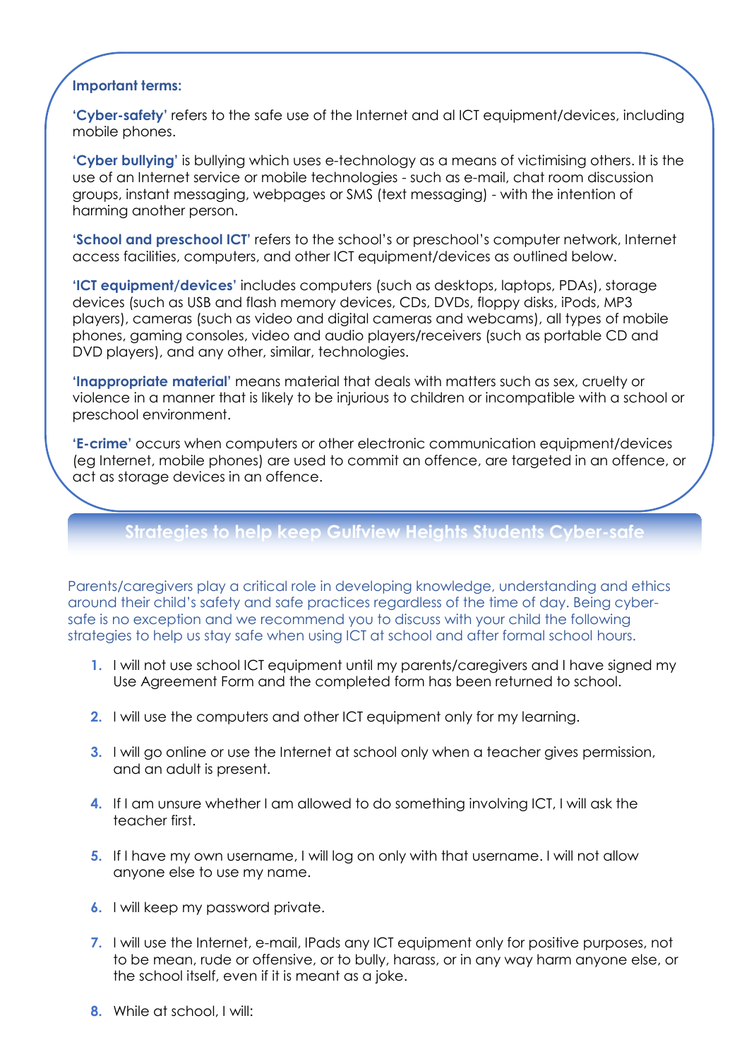**Important terms:**

**'Cyber-safety'** refers to the safe use of the Internet and al ICT equipment/devices, including mobile phones.

**'Cyber bullying'** is bullying which uses e-technology as a means of victimising others. It is the use of an Internet service or mobile technologies - such as e-mail, chat room discussion groups, instant messaging, webpages or SMS (text messaging) - with the intention of harming another person.

**'School and preschool ICT'** refers to the school's or preschool's computer network, Internet access facilities, computers, and other ICT equipment/devices as outlined below.

**'ICT equipment/devices'** includes computers (such as desktops, laptops, PDAs), storage devices (such as USB and flash memory devices, CDs, DVDs, floppy disks, iPods, MP3 players), cameras (such as video and digital cameras and webcams), all types of mobile phones, gaming consoles, video and audio players/receivers (such as portable CD and DVD players), and any other, similar, technologies.

**'Inappropriate material'** means material that deals with matters such as sex, cruelty or violence in a manner that is likely to be injurious to children or incompatible with a school or preschool environment.

**'E-crime'** occurs when computers or other electronic communication equipment/devices (eg Internet, mobile phones) are used to commit an offence, are targeted in an offence, or act as storage devices in an offence.

## Strategies to help keep Gulfview Heights Students Cyber-safe

Parents/caregivers play a critical role in developing knowledge, understanding and ethics around their child's safety and safe practices regardless of the time of day. Being cyber-safe is no exception and we recommend you to discuss with your child the following strategies to help us stay safe when using ICT at school and after formal school hours.

1. I will not use school ICT equipment until my parents/caregivers and I have signed my Use Agreement Form and the completed form has been returned to school.
2. I will use the computers and other ICT equipment only for my learning.
3. I will go online or use the Internet at school only when a teacher gives permission, and an adult is present.
4. If I am unsure whether I am allowed to do something involving ICT, I will ask the teacher first.
5. If I have my own username, I will log on only with that username. I will not allow anyone else to use my name.
6. I will keep my password private.
7. I will use the Internet, e-mail, IPads any ICT equipment only for positive purposes, not to be mean, rude or offensive, or to bully, harass, or in any way harm anyone else, or the school itself, even if it is meant as a joke.
8. While at school, I will: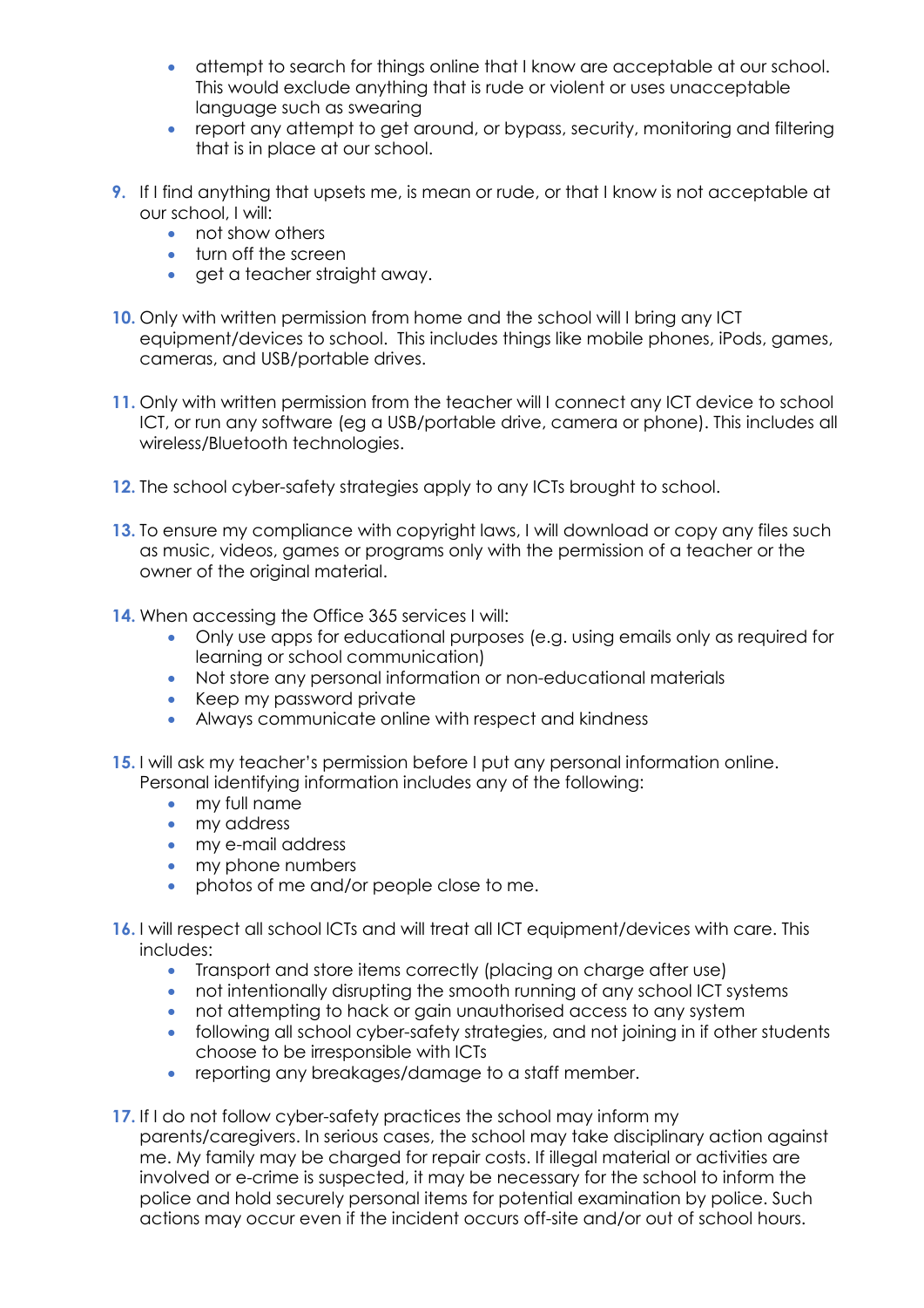- attempt to search for things online that I know are acceptable at our school. This would exclude anything that is rude or violent or uses unacceptable language such as swearing
- report any attempt to get around, or bypass, security, monitoring and filtering that is in place at our school.

9. If I find anything that upsets me, is mean or rude, or that I know is not acceptable at our school, I will:
   - not show others
   - turn off the screen
   - get a teacher straight away.

10. Only with written permission from home and the school will I bring any ICT equipment/devices to school. This includes things like mobile phones, iPods, games, cameras, and USB/portable drives.

11. Only with written permission from the teacher will I connect any ICT device to school ICT, or run any software (eg a USB/portable drive, camera or phone). This includes all wireless/Bluetooth technologies.

12. The school cyber-safety strategies apply to any ICTs brought to school.

13. To ensure my compliance with copyright laws, I will download or copy any files such as music, videos, games or programs only with the permission of a teacher or the owner of the original material.

14. When accessing the Office 365 services I will:
   - Only use apps for educational purposes (e.g. using emails only as required for learning or school communication)
   - Not store any personal information or non-educational materials
   - Keep my password private
   - Always communicate online with respect and kindness

15. I will ask my teacher's permission before I put any personal information online. Personal identifying information includes any of the following:
   - my full name
   - my address
   - my e-mail address
   - my phone numbers
   - photos of me and/or people close to me.

16. I will respect all school ICTs and will treat all ICT equipment/devices with care. This includes:
   - Transport and store items correctly (placing on charge after use)
   - not intentionally disrupting the smooth running of any school ICT systems
   - not attempting to hack or gain unauthorised access to any system
   - following all school cyber-safety strategies, and not joining in if other students choose to be irresponsible with ICTs
   - reporting any breakages/damage to a staff member.

17. If I do not follow cyber-safety practices the school may inform my parents/caregivers. In serious cases, the school may take disciplinary action against me. My family may be charged for repair costs. If illegal material or activities are involved or e-crime is suspected, it may be necessary for the school to inform the police and hold securely personal items for potential examination by police. Such actions may occur even if the incident occurs off-site and/or out of school hours.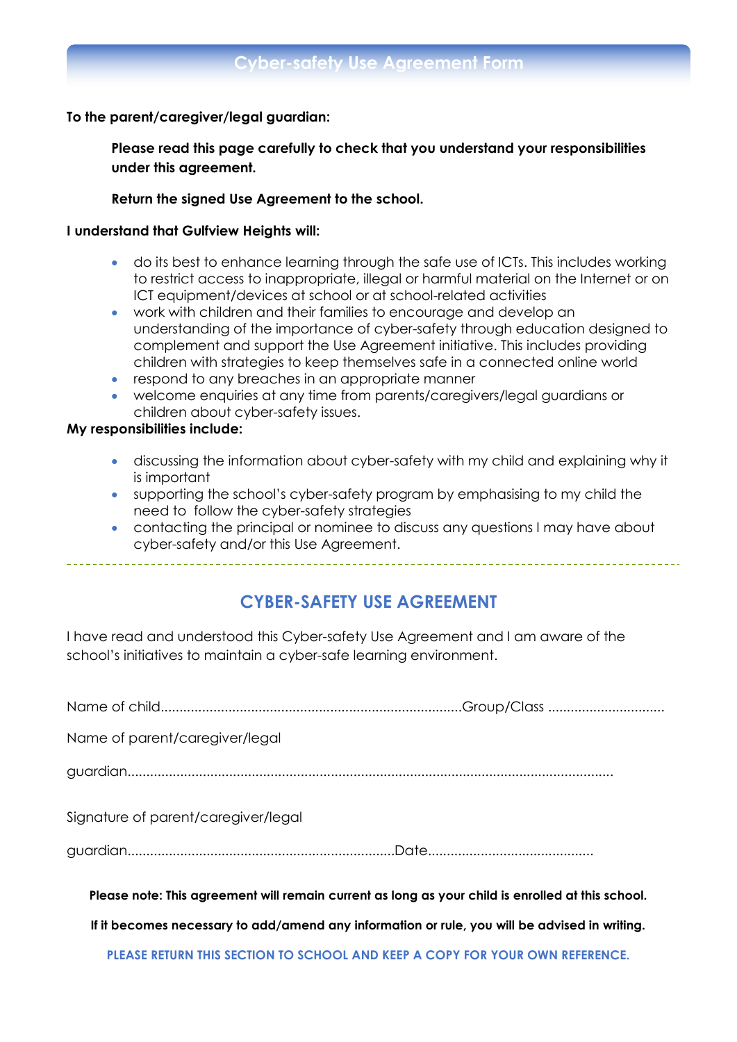## Cyber-safety Use Agreement Form

**To the parent/caregiver/legal guardian:**

**Please read this page carefully to check that you understand your responsibilities under this agreement.**

**Return the signed Use Agreement to the school.**

**I understand that Gulfview Heights will:**

- do its best to enhance learning through the safe use of ICTs. This includes working to restrict access to inappropriate, illegal or harmful material on the Internet or on ICT equipment/devices at school or at school-related activities
- work with children and their families to encourage and develop an understanding of the importance of cyber-safety through education designed to complement and support the Use Agreement initiative. This includes providing children with strategies to keep themselves safe in a connected online world
- respond to any breaches in an appropriate manner
- welcome enquiries at any time from parents/caregivers/legal guardians or children about cyber-safety issues.

**My responsibilities include:**

- discussing the information about cyber-safety with my child and explaining why it is important
- supporting the school's cyber-safety program by emphasising to my child the need to follow the cyber-safety strategies
- contacting the principal or nominee to discuss any questions I may have about cyber-safety and/or this Use Agreement.

---

## CYBER-SAFETY USE AGREEMENT

I have read and understood this Cyber-safety Use Agreement and I am aware of the school's initiatives to maintain a cyber-safe learning environment.

Name of child.................................................................................Group/Class ...............................

Name of parent/caregiver/legal

guardian..................................................................................................................................

Signature of parent/caregiver/legal

guardian.......................................................................Date............................................

**Please note: This agreement will remain current as long as your child is enrolled at this school.**

**If it becomes necessary to add/amend any information or rule, you will be advised in writing.**

**PLEASE RETURN THIS SECTION TO SCHOOL AND KEEP A COPY FOR YOUR OWN REFERENCE.**